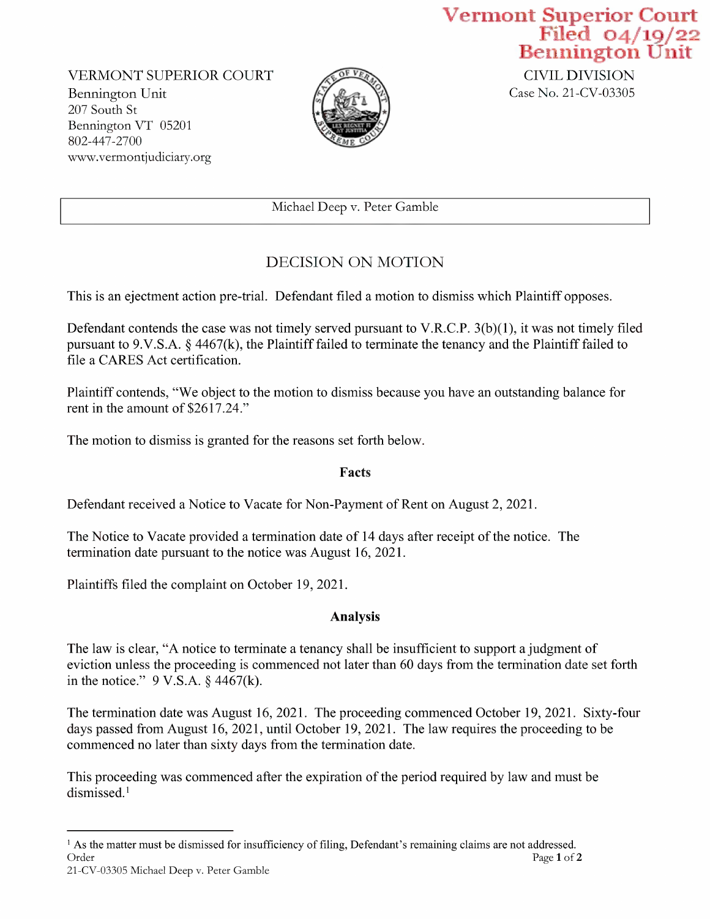Vermont Superior Court
Filed 04/19/22
Bennington Unit

VERMONT SUPERIOR COURT
Bennington Unit
207 South St
Bennington VT 05201
802-447-2700
www.vermontjudiciary.org

CIVIL DIVISION
Case No. 21-CV-03305

Michael Deep v. Peter Gamble

# DECISION ON MOTION

This is an ejectment action pre-trial. Defendant filed a motion to dismiss which Plaintiff opposes.

Defendant contends the case was not timely served pursuant to V.R.C.P. 3(b)(1), it was not timely filed pursuant to 9.V.S.A. § 4467(k), the Plaintiff failed to terminate the tenancy and the Plaintiff failed to file a CARES Act certification.

Plaintiff contends, "We object to the motion to dismiss because you have an outstanding balance for rent in the amount of $2617.24."

The motion to dismiss is granted for the reasons set forth below.

## Facts

Defendant received a Notice to Vacate for Non-Payment of Rent on August 2, 2021.

The Notice to Vacate provided a termination date of 14 days after receipt of the notice. The termination date pursuant to the notice was August 16, 2021.

Plaintiffs filed the complaint on October 19, 2021.

## Analysis

The law is clear, "A notice to terminate a tenancy shall be insufficient to support a judgment of eviction unless the proceeding is commenced not later than 60 days from the termination date set forth in the notice." 9 V.S.A. § 4467(k).

The termination date was August 16, 2021. The proceeding commenced October 19, 2021. Sixty-four days passed from August 16, 2021, until October 19, 2021. The law requires the proceeding to be commenced no later than sixty days from the termination date.

This proceeding was commenced after the expiration of the period required by law and must be dismissed.[1]

[1] As the matter must be dismissed for insufficiency of filing, Defendant's remaining claims are not addressed.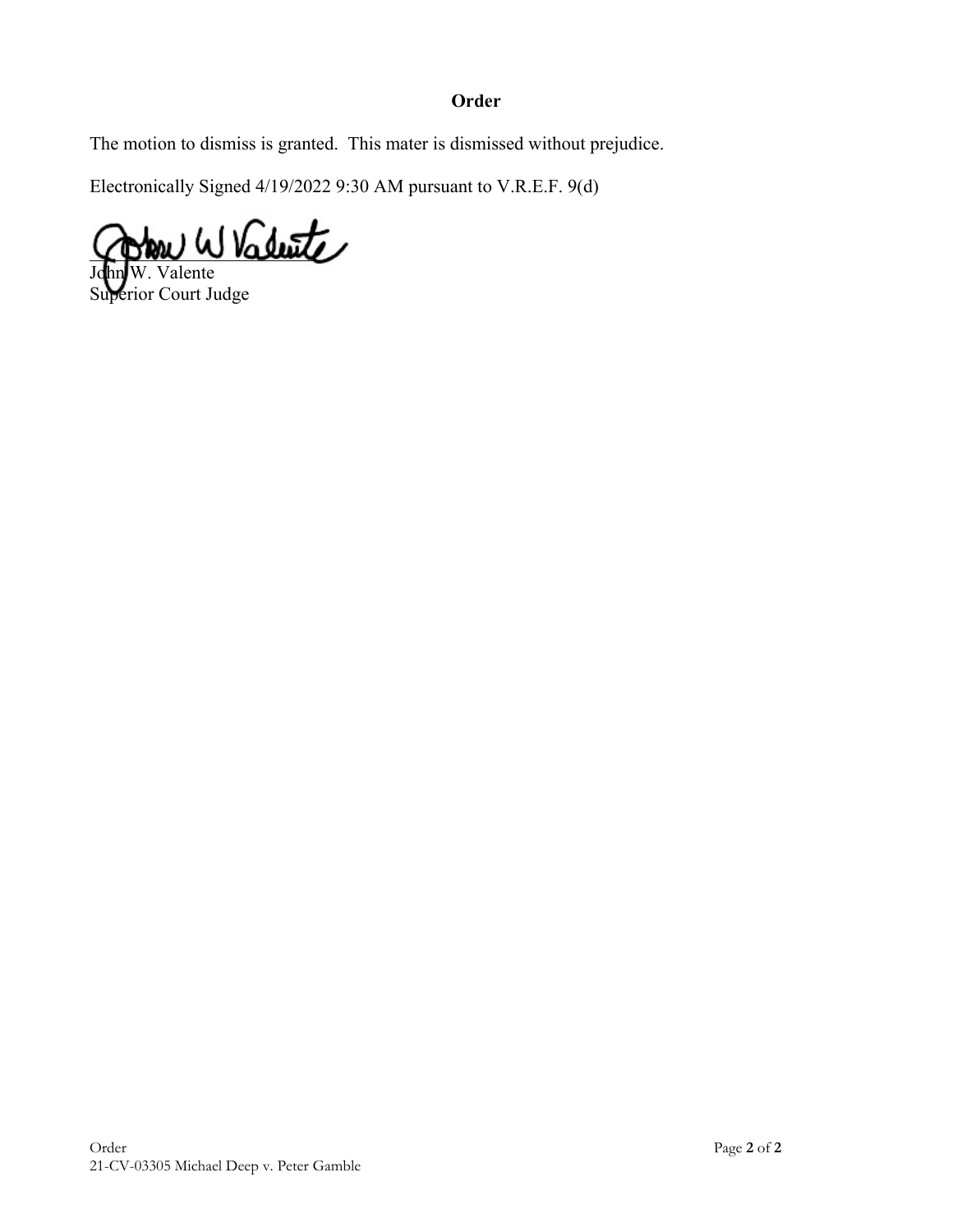**Order**

The motion to dismiss is granted. This mater is dismissed without prejudice.

Electronically Signed 4/19/2022 9:30 AM pursuant to V.R.E.F. 9(d)

John W. Valente
Superior Court Judge